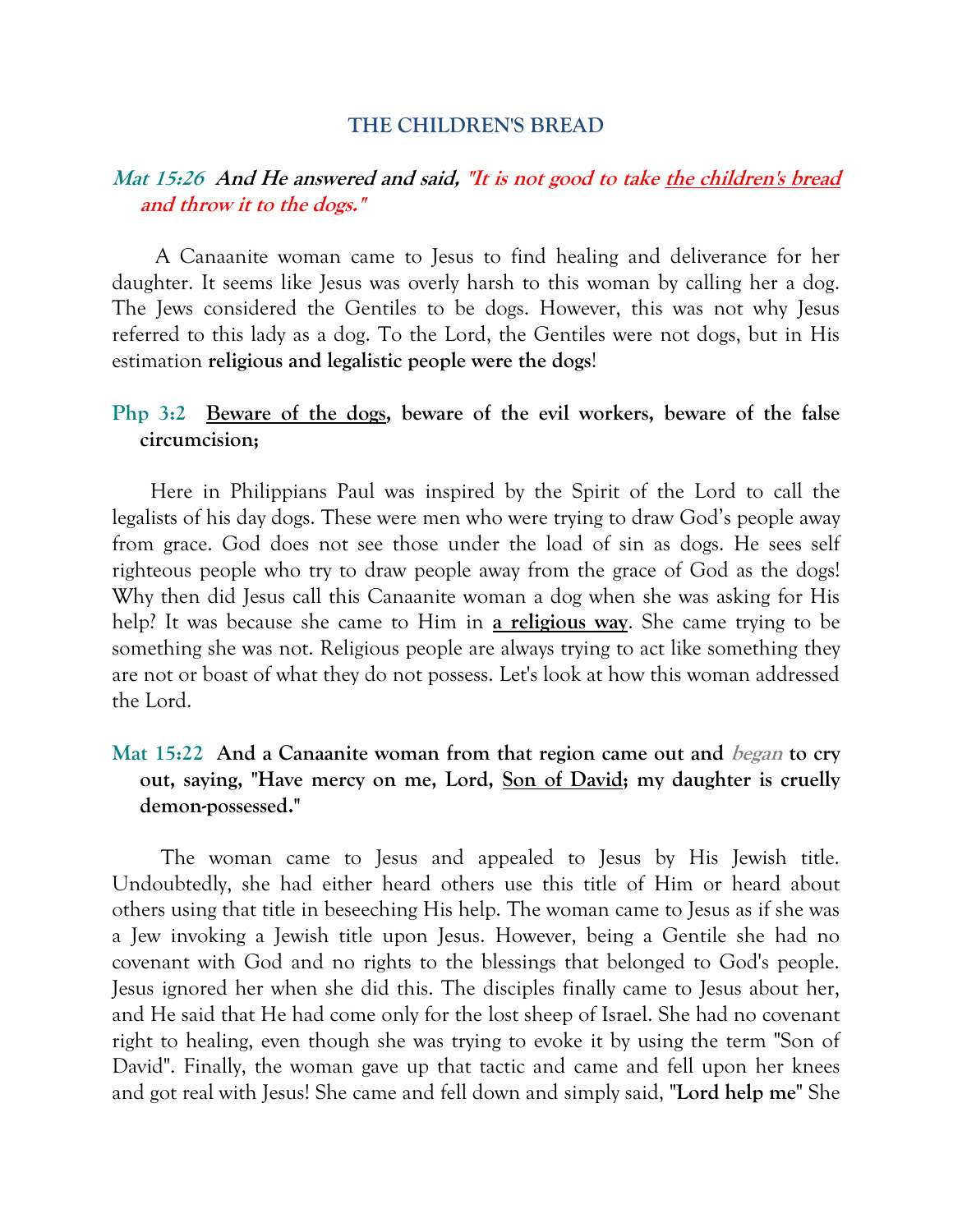## THE CHILDREN'S BREAD

***Mat 15:26 And He answered and said, "It is not good to take the children's bread and throw it to the dogs."***

A Canaanite woman came to Jesus to find healing and deliverance for her daughter. It seems like Jesus was overly harsh to this woman by calling her a dog. The Jews considered the Gentiles to be dogs. However, this was not why Jesus referred to this lady as a dog. To the Lord, the Gentiles were not dogs, but in His estimation **religious and legalistic people were the dogs**!

**Php 3:2 Beware of the dogs, beware of the evil workers, beware of the false circumcision;**

Here in Philippians Paul was inspired by the Spirit of the Lord to call the legalists of his day dogs. These were men who were trying to draw God's people away from grace. God does not see those under the load of sin as dogs. He sees self righteous people who try to draw people away from the grace of God as the dogs! Why then did Jesus call this Canaanite woman a dog when she was asking for His help? It was because she came to Him in **a religious way**. She came trying to be something she was not. Religious people are always trying to act like something they are not or boast of what they do not possess. Let's look at how this woman addressed the Lord.

**Mat 15:22 And a Canaanite woman from that region came out and *began* to cry out, saying, "Have mercy on me, Lord, Son of David; my daughter is cruelly demon-possessed."**

The woman came to Jesus and appealed to Jesus by His Jewish title. Undoubtedly, she had either heard others use this title of Him or heard about others using that title in beseeching His help. The woman came to Jesus as if she was a Jew invoking a Jewish title upon Jesus. However, being a Gentile she had no covenant with God and no rights to the blessings that belonged to God's people. Jesus ignored her when she did this. The disciples finally came to Jesus about her, and He said that He had come only for the lost sheep of Israel. She had no covenant right to healing, even though she was trying to evoke it by using the term "Son of David". Finally, the woman gave up that tactic and came and fell upon her knees and got real with Jesus! She came and fell down and simply said, "**Lord help me**" She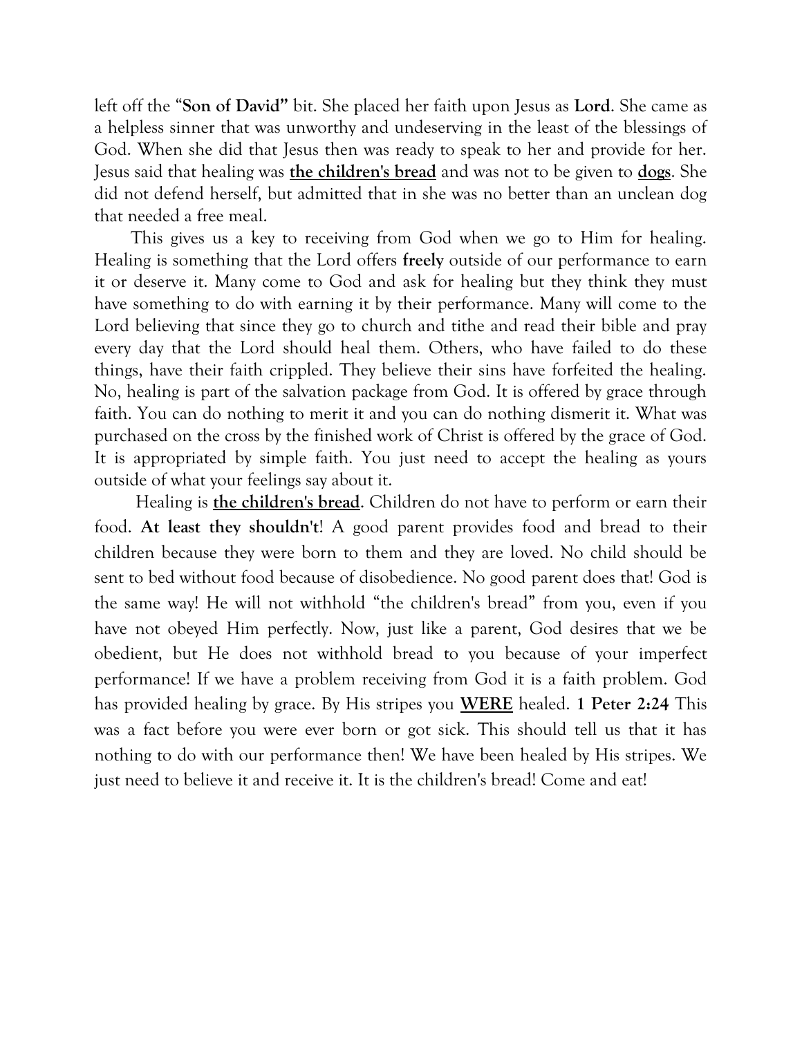left off the "**Son of David"** bit. She placed her faith upon Jesus as **Lord**. She came as a helpless sinner that was unworthy and undeserving in the least of the blessings of God. When she did that Jesus then was ready to speak to her and provide for her. Jesus said that healing was **<u>the children's bread</u>** and was not to be given to **<u>dogs</u>**. She did not defend herself, but admitted that in she was no better than an unclean dog that needed a free meal.

This gives us a key to receiving from God when we go to Him for healing. Healing is something that the Lord offers **freely** outside of our performance to earn it or deserve it. Many come to God and ask for healing but they think they must have something to do with earning it by their performance. Many will come to the Lord believing that since they go to church and tithe and read their bible and pray every day that the Lord should heal them. Others, who have failed to do these things, have their faith crippled. They believe their sins have forfeited the healing. No, healing is part of the salvation package from God. It is offered by grace through faith. You can do nothing to merit it and you can do nothing dismerit it. What was purchased on the cross by the finished work of Christ is offered by the grace of God. It is appropriated by simple faith. You just need to accept the healing as yours outside of what your feelings say about it.

Healing is **<u>the children's bread</u>**. Children do not have to perform or earn their food. **At least they shouldn't**! A good parent provides food and bread to their children because they were born to them and they are loved. No child should be sent to bed without food because of disobedience. No good parent does that! God is the same way! He will not withhold "the children's bread" from you, even if you have not obeyed Him perfectly. Now, just like a parent, God desires that we be obedient, but He does not withhold bread to you because of your imperfect performance! If we have a problem receiving from God it is a faith problem. God has provided healing by grace. By His stripes you **<u>WERE</u>** healed. **1 Peter 2:24** This was a fact before you were ever born or got sick. This should tell us that it has nothing to do with our performance then! We have been healed by His stripes. We just need to believe it and receive it. It is the children's bread! Come and eat!